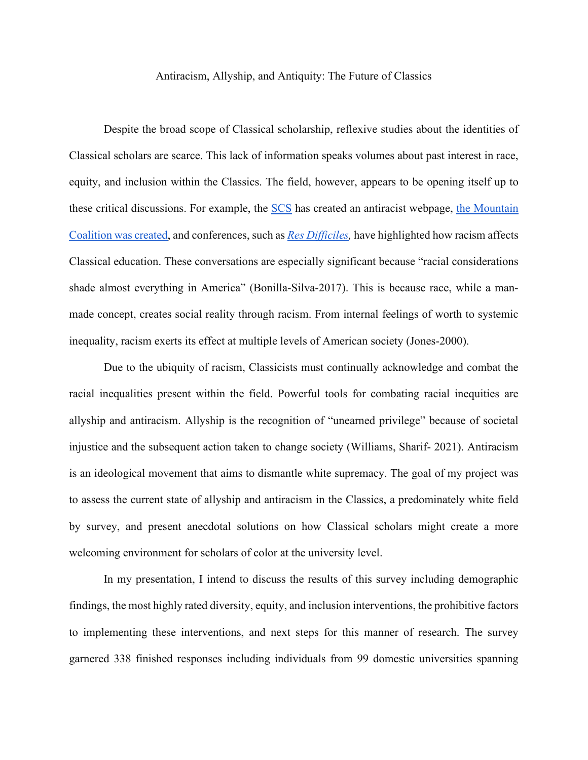# Antiracism, Allyship, and Antiquity: The Future of Classics

Despite the broad scope of Classical scholarship, reflexive studies about the identities of Classical scholars are scarce. This lack of information speaks volumes about past interest in race, equity, and inclusion within the Classics. The field, however, appears to be opening itself up to these critical discussions. For example, the SCS has created an antiracist webpage, the Mountain Coalition was created, and conferences, such as *Res Difficiles,* have highlighted how racism affects Classical education. These conversations are especially significant because "racial considerations shade almost everything in America" (Bonilla-Silva-2017). This is because race, while a man-made concept, creates social reality through racism. From internal feelings of worth to systemic inequality, racism exerts its effect at multiple levels of American society (Jones-2000).

Due to the ubiquity of racism, Classicists must continually acknowledge and combat the racial inequalities present within the field. Powerful tools for combating racial inequities are allyship and antiracism. Allyship is the recognition of "unearned privilege" because of societal injustice and the subsequent action taken to change society (Williams, Sharif- 2021). Antiracism is an ideological movement that aims to dismantle white supremacy. The goal of my project was to assess the current state of allyship and antiracism in the Classics, a predominately white field by survey, and present anecdotal solutions on how Classical scholars might create a more welcoming environment for scholars of color at the university level.

In my presentation, I intend to discuss the results of this survey including demographic findings, the most highly rated diversity, equity, and inclusion interventions, the prohibitive factors to implementing these interventions, and next steps for this manner of research. The survey garnered 338 finished responses including individuals from 99 domestic universities spanning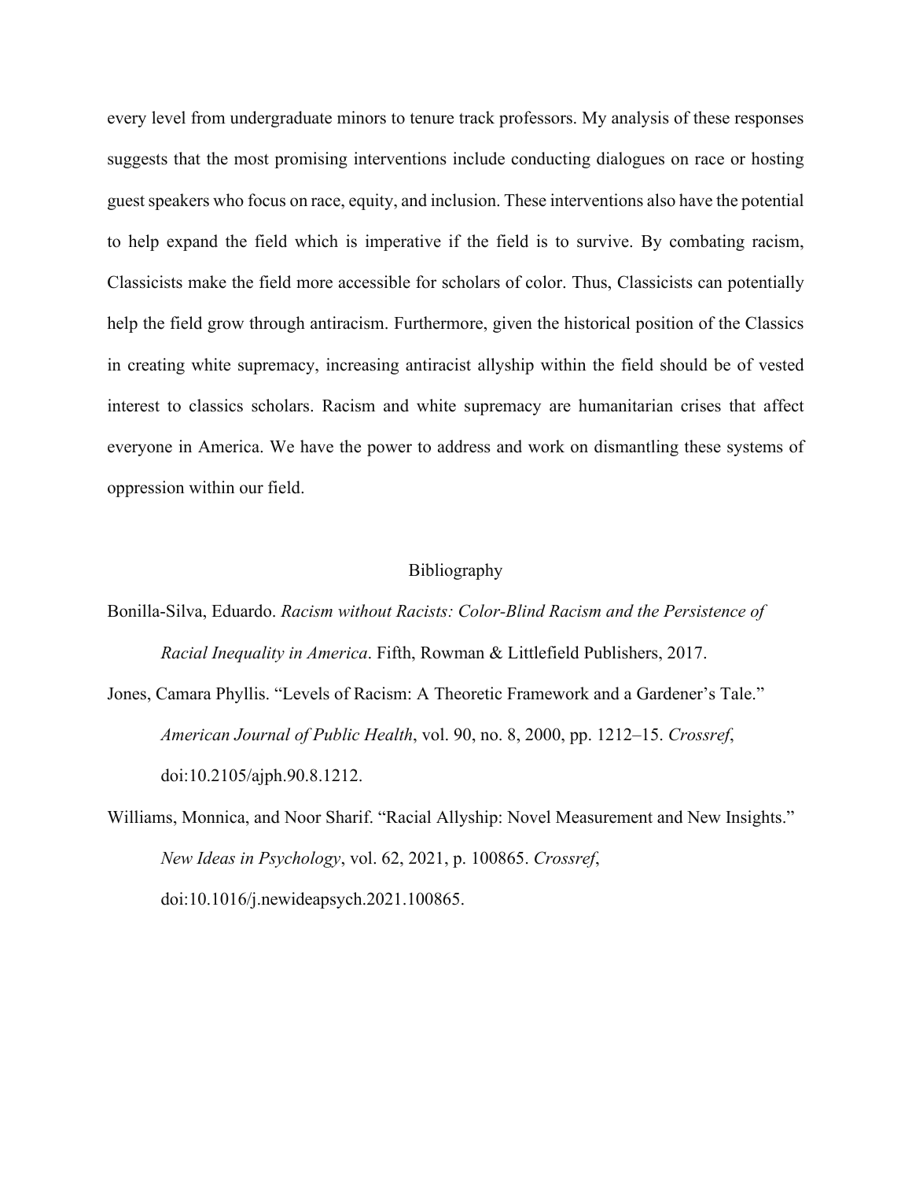every level from undergraduate minors to tenure track professors. My analysis of these responses suggests that the most promising interventions include conducting dialogues on race or hosting guest speakers who focus on race, equity, and inclusion. These interventions also have the potential to help expand the field which is imperative if the field is to survive. By combating racism, Classicists make the field more accessible for scholars of color. Thus, Classicists can potentially help the field grow through antiracism. Furthermore, given the historical position of the Classics in creating white supremacy, increasing antiracist allyship within the field should be of vested interest to classics scholars. Racism and white supremacy are humanitarian crises that affect everyone in America. We have the power to address and work on dismantling these systems of oppression within our field.

## Bibliography

Bonilla-Silva, Eduardo. *Racism without Racists: Color-Blind Racism and the Persistence of Racial Inequality in America*. Fifth, Rowman & Littlefield Publishers, 2017.

Jones, Camara Phyllis. "Levels of Racism: A Theoretic Framework and a Gardener's Tale." *American Journal of Public Health*, vol. 90, no. 8, 2000, pp. 1212–15. *Crossref*, doi:10.2105/ajph.90.8.1212.

Williams, Monnica, and Noor Sharif. "Racial Allyship: Novel Measurement and New Insights." *New Ideas in Psychology*, vol. 62, 2021, p. 100865. *Crossref*, doi:10.1016/j.newideapsych.2021.100865.